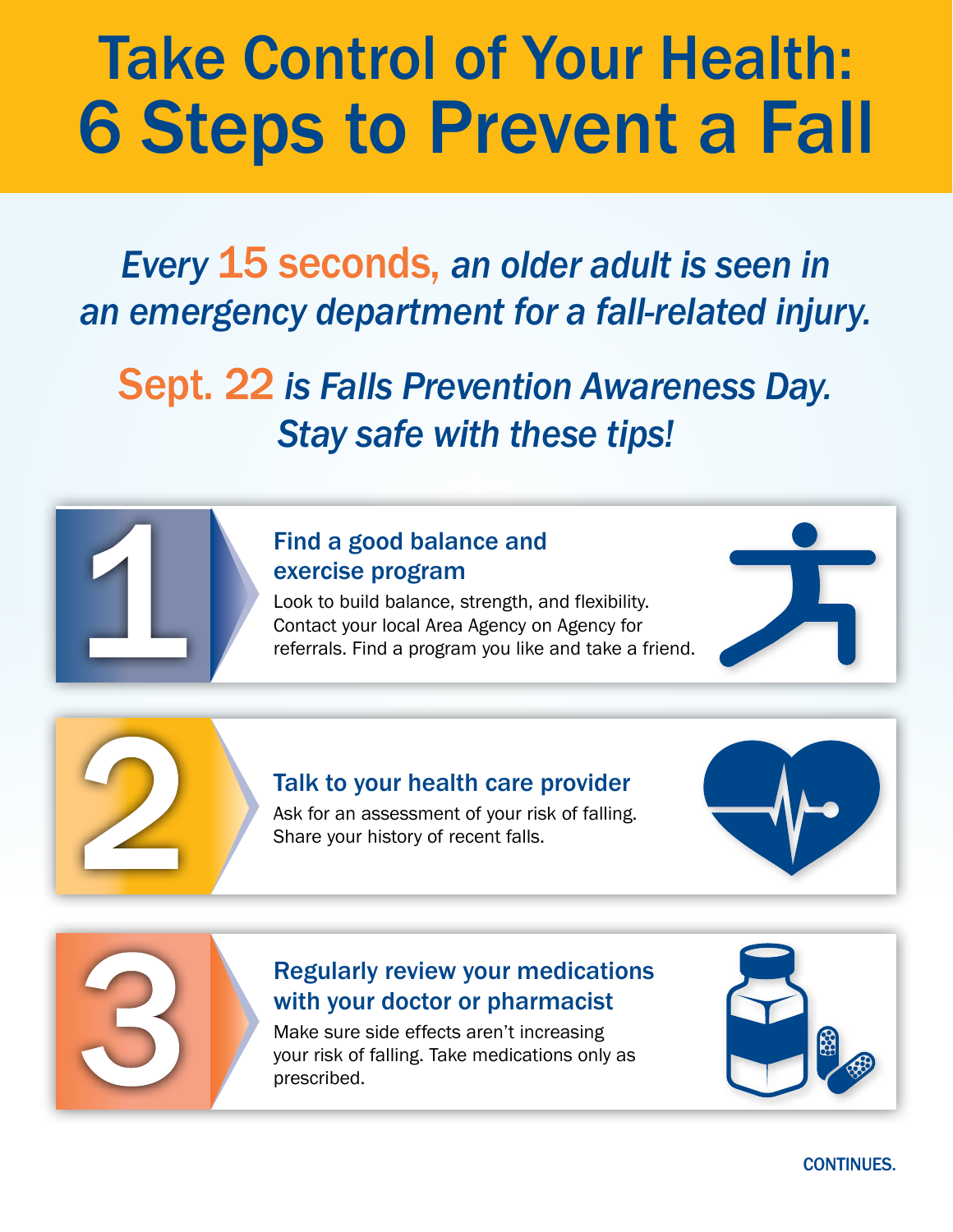# Take Control of Your Health: 6 Steps to Prevent a Fall

*Every **15 seconds**, an older adult is seen in an emergency department for a fall-related injury.*

***Sept. 22** is Falls Prevention Awareness Day. Stay safe with these tips!*

## 1

### Find a good balance and exercise program

Look to build balance, strength, and flexibility. Contact your local Area Agency on Agency for referrals. Find a program you like and take a friend.

## 2

### Talk to your health care provider

Ask for an assessment of your risk of falling. Share your history of recent falls.

## 3

### Regularly review your medications with your doctor or pharmacist

Make sure side effects aren't increasing your risk of falling. Take medications only as prescribed.

CONTINUES.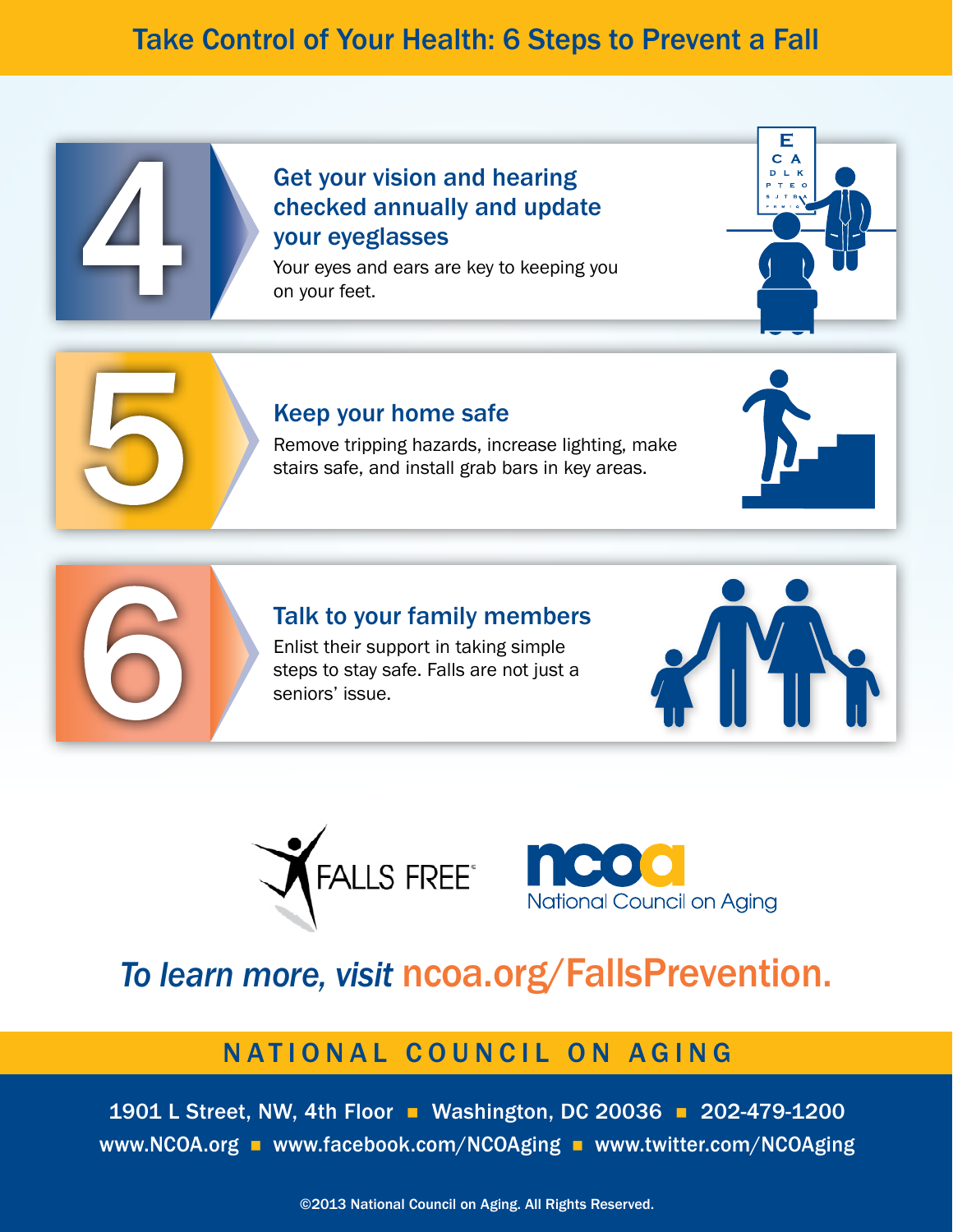# Take Control of Your Health: 6 Steps to Prevent a Fall

## 4 Get your vision and hearing checked annually and update your eyeglasses

Your eyes and ears are key to keeping you on your feet.

## 5 Keep your home safe

Remove tripping hazards, increase lighting, make stairs safe, and install grab bars in key areas.

## 6 Talk to your family members

Enlist their support in taking simple steps to stay safe. Falls are not just a seniors' issue.

FALLS FREE

ncoa National Council on Aging

*To learn more, visit* ncoa.org/FallsPrevention.

NATIONAL COUNCIL ON AGING

1901 L Street, NW, 4th Floor ■ Washington, DC 20036 ■ 202-479-1200
www.NCOA.org ■ www.facebook.com/NCOAging ■ www.twitter.com/NCOAging

©2013 National Council on Aging. All Rights Reserved.